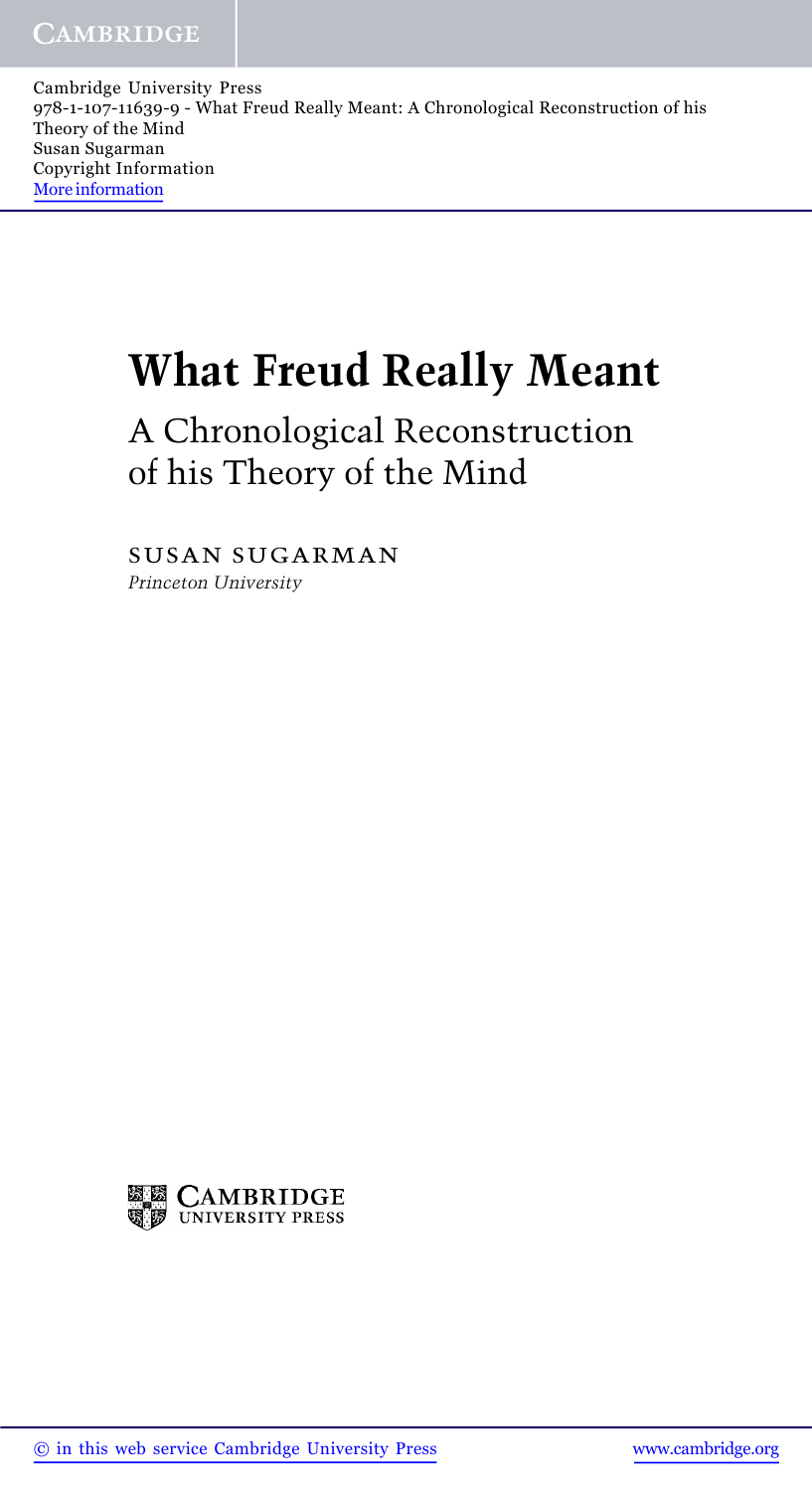# What Freud Really Meant

## A Chronological Reconstruction of his Theory of the Mind

SUSAN SUGARMAN

*Princeton University*

CAMBRIDGE UNIVERSITY PRESS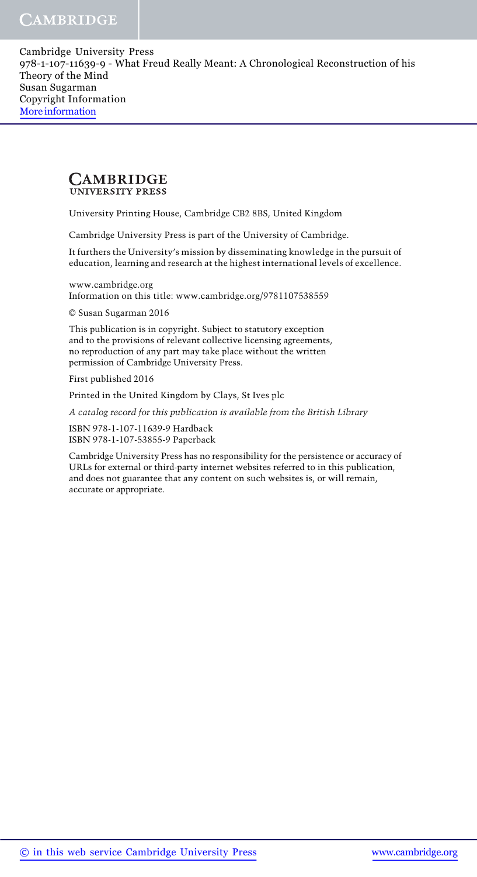**CAMBRIDGE**
UNIVERSITY PRESS

University Printing House, Cambridge CB2 8BS, United Kingdom

Cambridge University Press is part of the University of Cambridge.

It furthers the University's mission by disseminating knowledge in the pursuit of education, learning and research at the highest international levels of excellence.

www.cambridge.org
Information on this title: www.cambridge.org/9781107538559

© Susan Sugarman 2016

This publication is in copyright. Subject to statutory exception and to the provisions of relevant collective licensing agreements, no reproduction of any part may take place without the written permission of Cambridge University Press.

First published 2016

Printed in the United Kingdom by Clays, St Ives plc

*A catalog record for this publication is available from the British Library*

ISBN 978-1-107-11639-9 Hardback
ISBN 978-1-107-53855-9 Paperback

Cambridge University Press has no responsibility for the persistence or accuracy of URLs for external or third-party internet websites referred to in this publication, and does not guarantee that any content on such websites is, or will remain, accurate or appropriate.